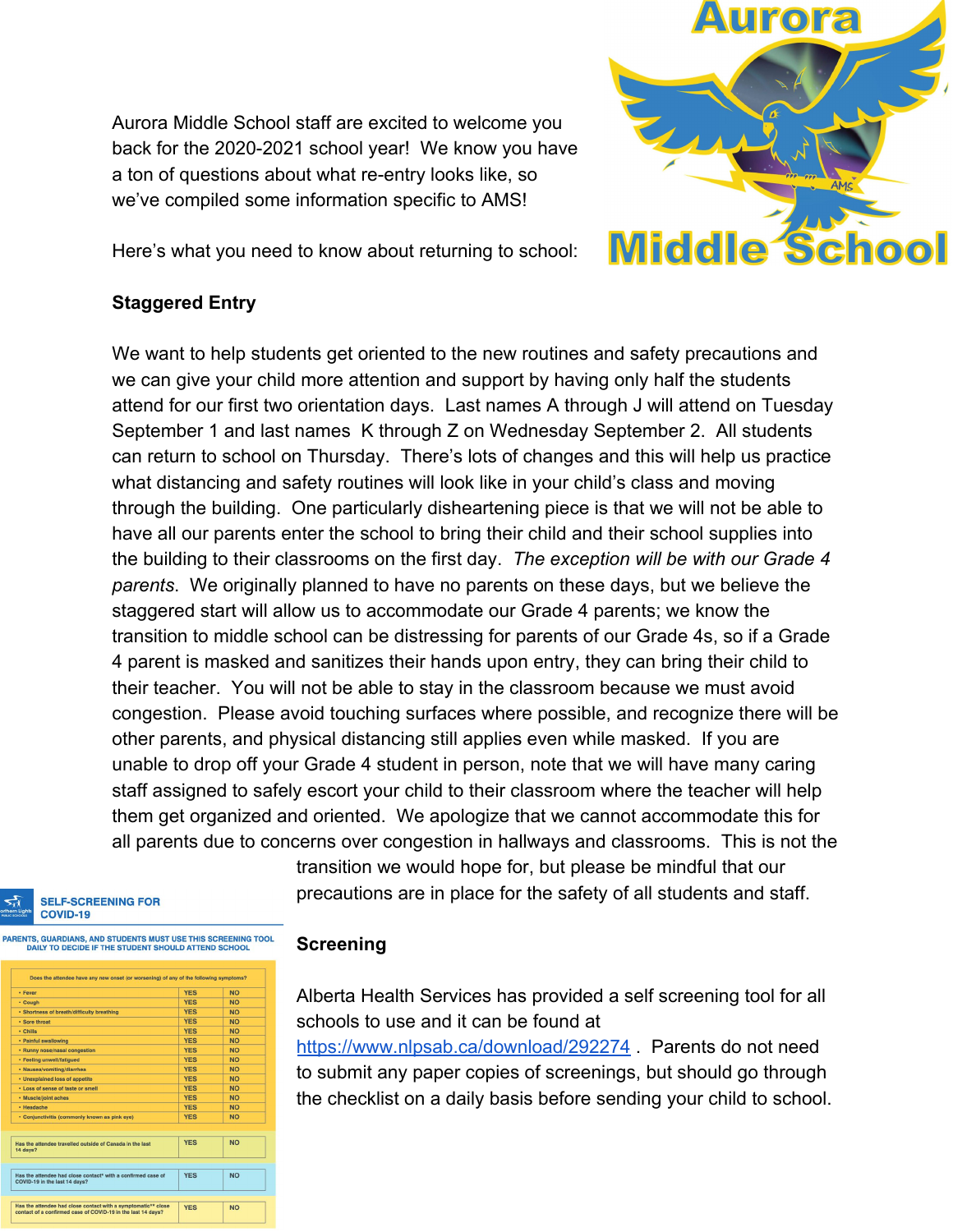Aurora Middle School staff are excited to welcome you back for the 2020-2021 school year! We know you have a ton of questions about what re-entry looks like, so we've compiled some information specific to AMS!

Here's what you need to know about returning to school:

**Staggered Entry**

We want to help students get oriented to the new routines and safety precautions and we can give your child more attention and support by having only half the students attend for our first two orientation days. Last names A through J will attend on Tuesday September 1 and last names K through Z on Wednesday September 2. All students can return to school on Thursday. There's lots of changes and this will help us practice what distancing and safety routines will look like in your child's class and moving through the building. One particularly disheartening piece is that we will not be able to have all our parents enter the school to bring their child and their school supplies into the building to their classrooms on the first day. *The exception will be with our Grade 4 parents*. We originally planned to have no parents on these days, but we believe the staggered start will allow us to accommodate our Grade 4 parents; we know the transition to middle school can be distressing for parents of our Grade 4s, so if a Grade 4 parent is masked and sanitizes their hands upon entry, they can bring their child to their teacher. You will not be able to stay in the classroom because we must avoid congestion. Please avoid touching surfaces where possible, and recognize there will be other parents, and physical distancing still applies even while masked. If you are unable to drop off your Grade 4 student in person, note that we will have many caring staff assigned to safely escort your child to their classroom where the teacher will help them get organized and oriented. We apologize that we cannot accommodate this for all parents due to concerns over congestion in hallways and classrooms. This is not the transition we would hope for, but please be mindful that our precautions are in place for the safety of all students and staff.

**Screening**

Alberta Health Services has provided a self screening tool for all schools to use and it can be found at https://www.nlpsab.ca/download/292274 . Parents do not need to submit any paper copies of screenings, but should go through the checklist on a daily basis before sending your child to school.

**SELF-SCREENING FOR COVID-19**

PARENTS, GUARDIANS, AND STUDENTS MUST USE THIS SCREENING TOOL DAILY TO DECIDE IF THE STUDENT SHOULD ATTEND SCHOOL

| Does the attendee have any new onset (or worsening) of any of the following symptoms? | | |
|---|---|---|
| • Fever | YES | NO |
| • Cough | YES | NO |
| • Shortness of breath/difficulty breathing | YES | NO |
| • Sore throat | YES | NO |
| • Chills | YES | NO |
| • Painful swallowing | YES | NO |
| • Runny nose/nasal congestion | YES | NO |
| • Feeling unwell/fatigued | YES | NO |
| • Nausea/vomiting/diarrhea | YES | NO |
| • Unexplained loss of appetite | YES | NO |
| • Loss of sense of taste or smell | YES | NO |
| • Muscle/joint aches | YES | NO |
| • Headache | YES | NO |
| • Conjunctivitis (commonly known as pink eye) | YES | NO |

| | | |
|---|---|---|
| Has the attendee travelled outside of Canada in the last 14 days? | YES | NO |
| Has the attendee had close contact* with a confirmed case of COVID-19 in the last 14 days? | YES | NO |
| Has the attendee had close contact with a symptomatic** close contact of a confirmed case of COVID-19 in the last 14 days? | YES | NO |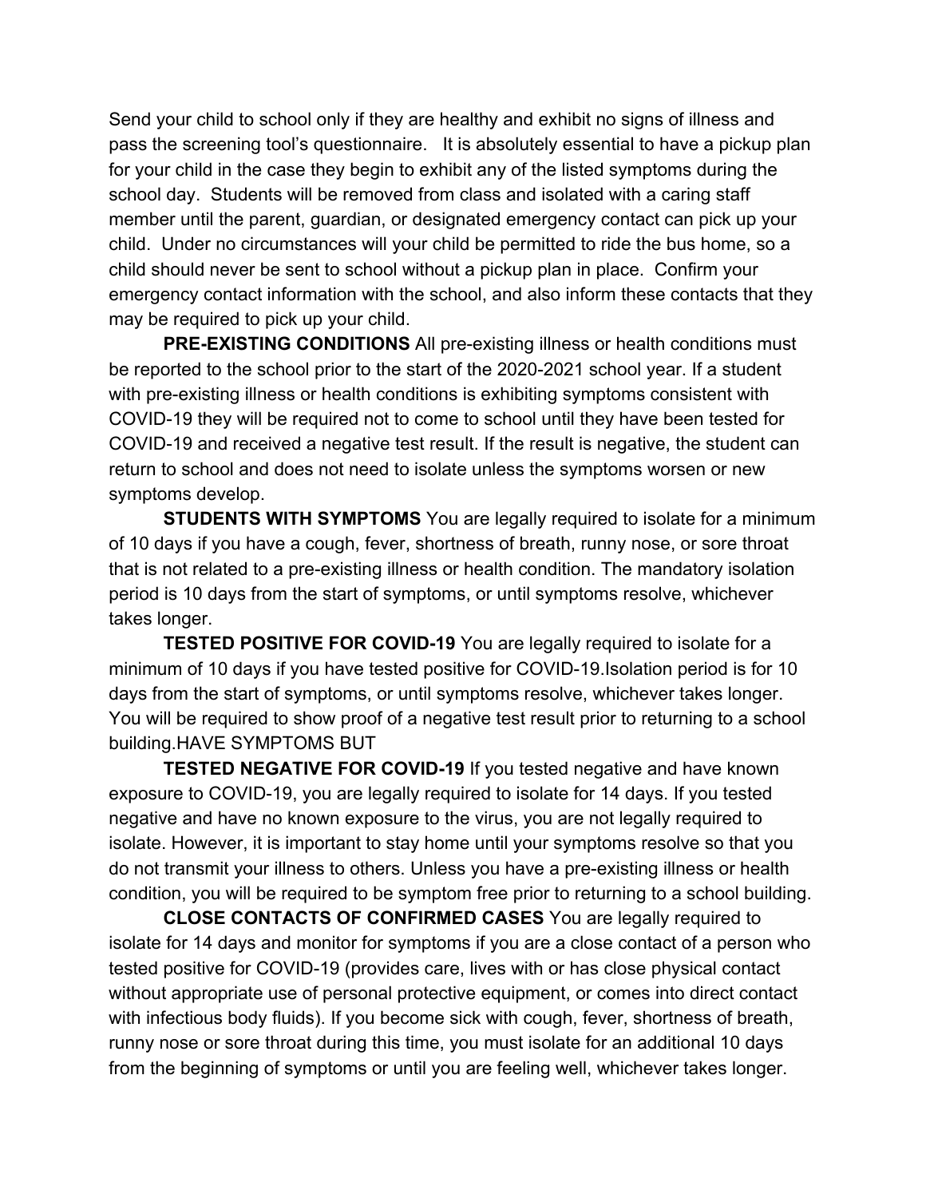Send your child to school only if they are healthy and exhibit no signs of illness and pass the screening tool's questionnaire. It is absolutely essential to have a pickup plan for your child in the case they begin to exhibit any of the listed symptoms during the school day. Students will be removed from class and isolated with a caring staff member until the parent, guardian, or designated emergency contact can pick up your child. Under no circumstances will your child be permitted to ride the bus home, so a child should never be sent to school without a pickup plan in place. Confirm your emergency contact information with the school, and also inform these contacts that they may be required to pick up your child.

**PRE-EXISTING CONDITIONS** All pre-existing illness or health conditions must be reported to the school prior to the start of the 2020-2021 school year. If a student with pre-existing illness or health conditions is exhibiting symptoms consistent with COVID-19 they will be required not to come to school until they have been tested for COVID-19 and received a negative test result. If the result is negative, the student can return to school and does not need to isolate unless the symptoms worsen or new symptoms develop.

**STUDENTS WITH SYMPTOMS** You are legally required to isolate for a minimum of 10 days if you have a cough, fever, shortness of breath, runny nose, or sore throat that is not related to a pre-existing illness or health condition. The mandatory isolation period is 10 days from the start of symptoms, or until symptoms resolve, whichever takes longer.

**TESTED POSITIVE FOR COVID-19** You are legally required to isolate for a minimum of 10 days if you have tested positive for COVID-19.Isolation period is for 10 days from the start of symptoms, or until symptoms resolve, whichever takes longer. You will be required to show proof of a negative test result prior to returning to a school building.HAVE SYMPTOMS BUT

**TESTED NEGATIVE FOR COVID-19** If you tested negative and have known exposure to COVID-19, you are legally required to isolate for 14 days. If you tested negative and have no known exposure to the virus, you are not legally required to isolate. However, it is important to stay home until your symptoms resolve so that you do not transmit your illness to others. Unless you have a pre-existing illness or health condition, you will be required to be symptom free prior to returning to a school building.

**CLOSE CONTACTS OF CONFIRMED CASES** You are legally required to isolate for 14 days and monitor for symptoms if you are a close contact of a person who tested positive for COVID-19 (provides care, lives with or has close physical contact without appropriate use of personal protective equipment, or comes into direct contact with infectious body fluids). If you become sick with cough, fever, shortness of breath, runny nose or sore throat during this time, you must isolate for an additional 10 days from the beginning of symptoms or until you are feeling well, whichever takes longer.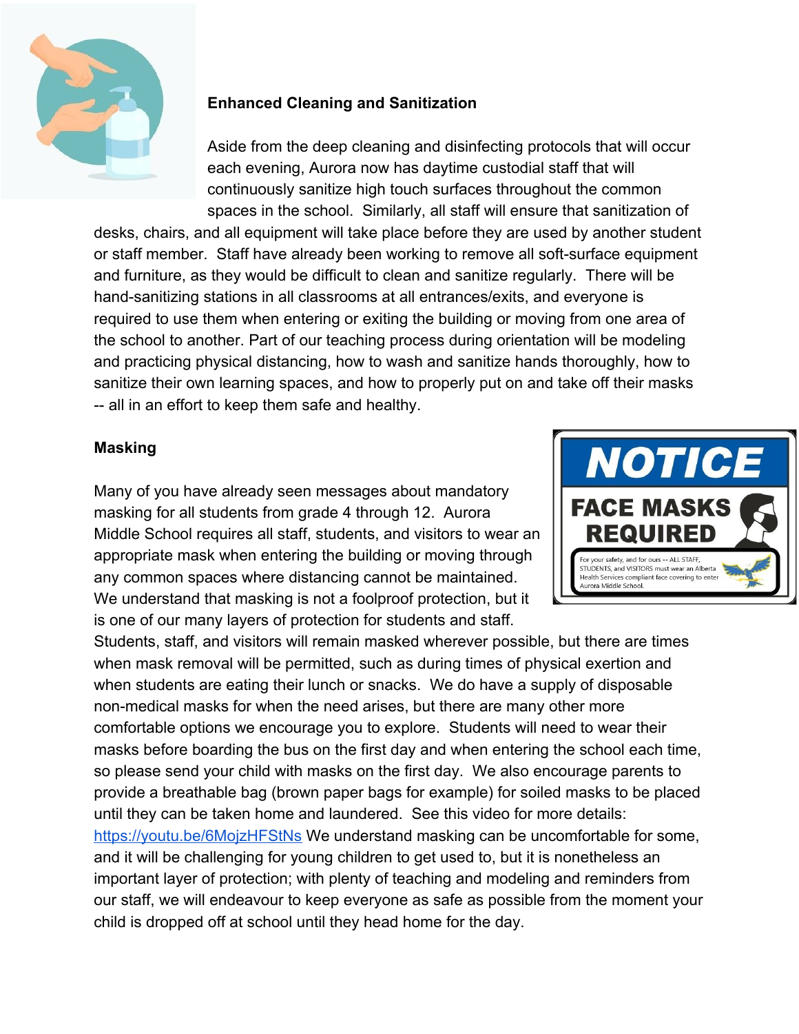**Enhanced Cleaning and Sanitization**

Aside from the deep cleaning and disinfecting protocols that will occur each evening, Aurora now has daytime custodial staff that will continuously sanitize high touch surfaces throughout the common spaces in the school. Similarly, all staff will ensure that sanitization of desks, chairs, and all equipment will take place before they are used by another student or staff member. Staff have already been working to remove all soft-surface equipment and furniture, as they would be difficult to clean and sanitize regularly. There will be hand-sanitizing stations in all classrooms at all entrances/exits, and everyone is required to use them when entering or exiting the building or moving from one area of the school to another. Part of our teaching process during orientation will be modeling and practicing physical distancing, how to wash and sanitize hands thoroughly, how to sanitize their own learning spaces, and how to properly put on and take off their masks -- all in an effort to keep them safe and healthy.

**Masking**

Many of you have already seen messages about mandatory masking for all students from grade 4 through 12. Aurora Middle School requires all staff, students, and visitors to wear an appropriate mask when entering the building or moving through any common spaces where distancing cannot be maintained. We understand that masking is not a foolproof protection, but it is one of our many layers of protection for students and staff. Students, staff, and visitors will remain masked wherever possible, but there are times when mask removal will be permitted, such as during times of physical exertion and when students are eating their lunch or snacks. We do have a supply of disposable non-medical masks for when the need arises, but there are many other more comfortable options we encourage you to explore. Students will need to wear their masks before boarding the bus on the first day and when entering the school each time, so please send your child with masks on the first day. We also encourage parents to provide a breathable bag (brown paper bags for example) for soiled masks to be placed until they can be taken home and laundered. See this video for more details: https://youtu.be/6MojzHFStNs We understand masking can be uncomfortable for some, and it will be challenging for young children to get used to, but it is nonetheless an important layer of protection; with plenty of teaching and modeling and reminders from our staff, we will endeavour to keep everyone as safe as possible from the moment your child is dropped off at school until they head home for the day.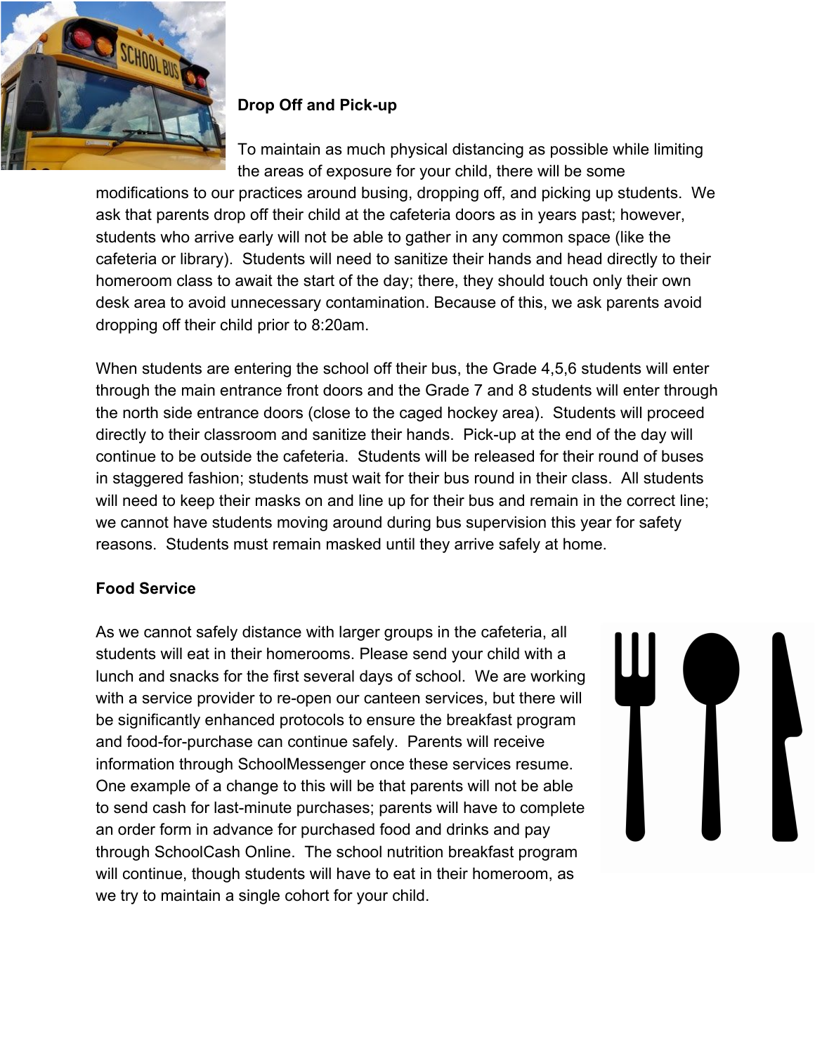**Drop Off and Pick-up**

To maintain as much physical distancing as possible while limiting the areas of exposure for your child, there will be some modifications to our practices around busing, dropping off, and picking up students. We ask that parents drop off their child at the cafeteria doors as in years past; however, students who arrive early will not be able to gather in any common space (like the cafeteria or library). Students will need to sanitize their hands and head directly to their homeroom class to await the start of the day; there, they should touch only their own desk area to avoid unnecessary contamination. Because of this, we ask parents avoid dropping off their child prior to 8:20am.

When students are entering the school off their bus, the Grade 4,5,6 students will enter through the main entrance front doors and the Grade 7 and 8 students will enter through the north side entrance doors (close to the caged hockey area). Students will proceed directly to their classroom and sanitize their hands. Pick-up at the end of the day will continue to be outside the cafeteria. Students will be released for their round of buses in staggered fashion; students must wait for their bus round in their class. All students will need to keep their masks on and line up for their bus and remain in the correct line; we cannot have students moving around during bus supervision this year for safety reasons. Students must remain masked until they arrive safely at home.

**Food Service**

As we cannot safely distance with larger groups in the cafeteria, all students will eat in their homerooms. Please send your child with a lunch and snacks for the first several days of school. We are working with a service provider to re-open our canteen services, but there will be significantly enhanced protocols to ensure the breakfast program and food-for-purchase can continue safely. Parents will receive information through SchoolMessenger once these services resume. One example of a change to this will be that parents will not be able to send cash for last-minute purchases; parents will have to complete an order form in advance for purchased food and drinks and pay through SchoolCash Online. The school nutrition breakfast program will continue, though students will have to eat in their homeroom, as we try to maintain a single cohort for your child.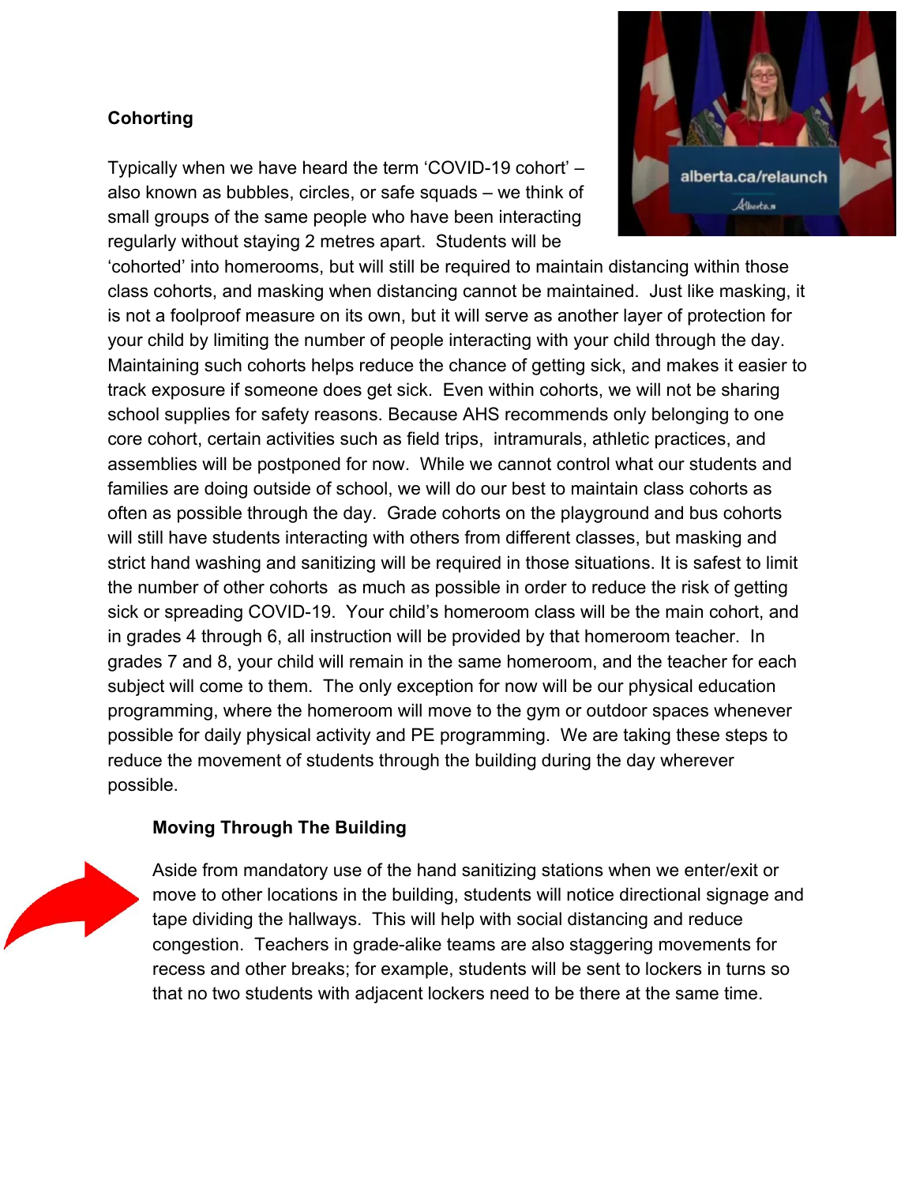**Cohorting**

Typically when we have heard the term 'COVID-19 cohort' – also known as bubbles, circles, or safe squads – we think of small groups of the same people who have been interacting regularly without staying 2 metres apart. Students will be 'cohorted' into homerooms, but will still be required to maintain distancing within those class cohorts, and masking when distancing cannot be maintained. Just like masking, it is not a foolproof measure on its own, but it will serve as another layer of protection for your child by limiting the number of people interacting with your child through the day. Maintaining such cohorts helps reduce the chance of getting sick, and makes it easier to track exposure if someone does get sick. Even within cohorts, we will not be sharing school supplies for safety reasons. Because AHS recommends only belonging to one core cohort, certain activities such as field trips, intramurals, athletic practices, and assemblies will be postponed for now. While we cannot control what our students and families are doing outside of school, we will do our best to maintain class cohorts as often as possible through the day. Grade cohorts on the playground and bus cohorts will still have students interacting with others from different classes, but masking and strict hand washing and sanitizing will be required in those situations. It is safest to limit the number of other cohorts as much as possible in order to reduce the risk of getting sick or spreading COVID-19. Your child's homeroom class will be the main cohort, and in grades 4 through 6, all instruction will be provided by that homeroom teacher. In grades 7 and 8, your child will remain in the same homeroom, and the teacher for each subject will come to them. The only exception for now will be our physical education programming, where the homeroom will move to the gym or outdoor spaces whenever possible for daily physical activity and PE programming. We are taking these steps to reduce the movement of students through the building during the day wherever possible.

**Moving Through The Building**

Aside from mandatory use of the hand sanitizing stations when we enter/exit or move to other locations in the building, students will notice directional signage and tape dividing the hallways. This will help with social distancing and reduce congestion. Teachers in grade-alike teams are also staggering movements for recess and other breaks; for example, students will be sent to lockers in turns so that no two students with adjacent lockers need to be there at the same time.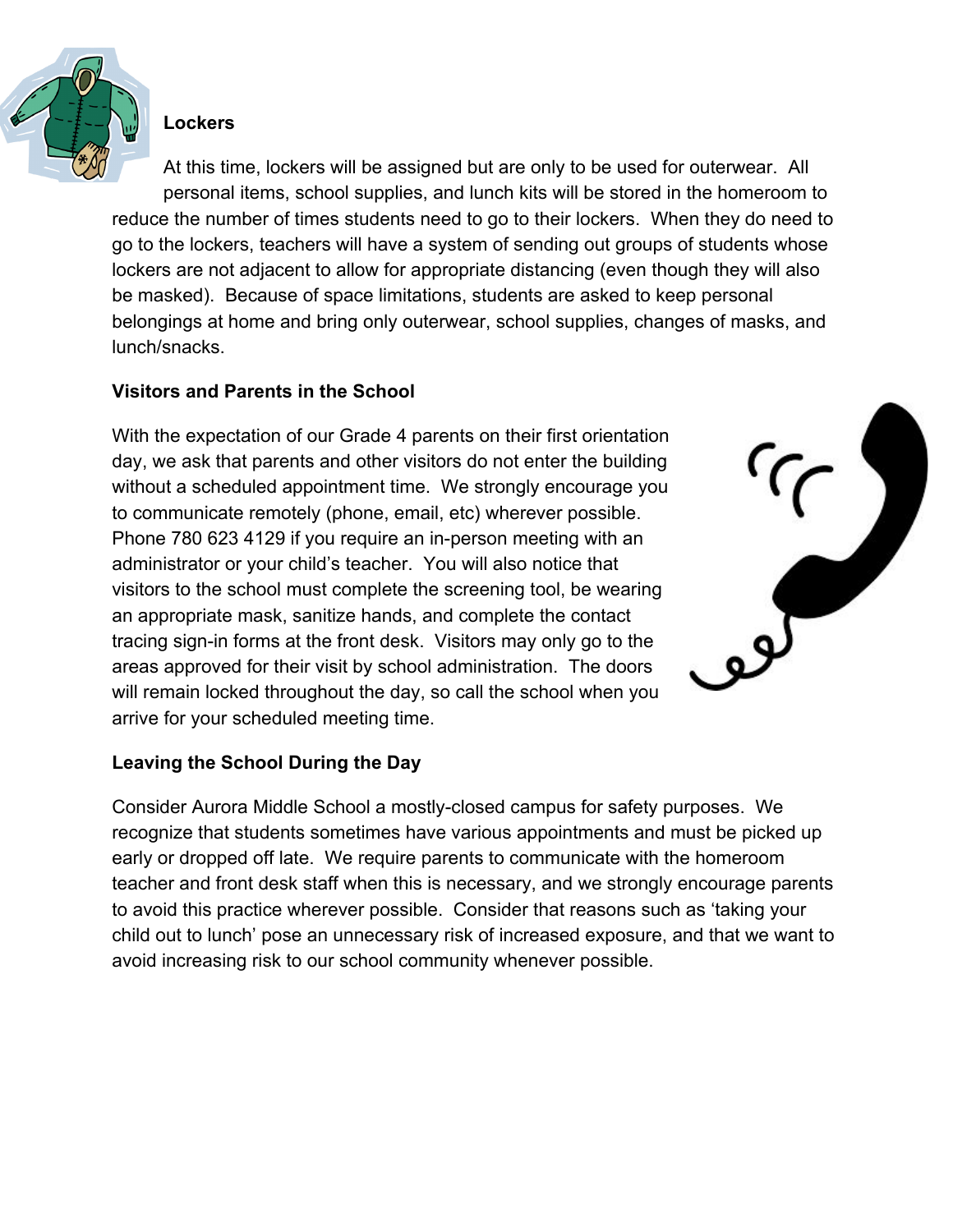**Lockers**

At this time, lockers will be assigned but are only to be used for outerwear. All personal items, school supplies, and lunch kits will be stored in the homeroom to reduce the number of times students need to go to their lockers. When they do need to go to the lockers, teachers will have a system of sending out groups of students whose lockers are not adjacent to allow for appropriate distancing (even though they will also be masked). Because of space limitations, students are asked to keep personal belongings at home and bring only outerwear, school supplies, changes of masks, and lunch/snacks.

**Visitors and Parents in the School**

With the expectation of our Grade 4 parents on their first orientation day, we ask that parents and other visitors do not enter the building without a scheduled appointment time. We strongly encourage you to communicate remotely (phone, email, etc) wherever possible. Phone 780 623 4129 if you require an in-person meeting with an administrator or your child's teacher. You will also notice that visitors to the school must complete the screening tool, be wearing an appropriate mask, sanitize hands, and complete the contact tracing sign-in forms at the front desk. Visitors may only go to the areas approved for their visit by school administration. The doors will remain locked throughout the day, so call the school when you arrive for your scheduled meeting time.

**Leaving the School During the Day**

Consider Aurora Middle School a mostly-closed campus for safety purposes. We recognize that students sometimes have various appointments and must be picked up early or dropped off late. We require parents to communicate with the homeroom teacher and front desk staff when this is necessary, and we strongly encourage parents to avoid this practice wherever possible. Consider that reasons such as 'taking your child out to lunch' pose an unnecessary risk of increased exposure, and that we want to avoid increasing risk to our school community whenever possible.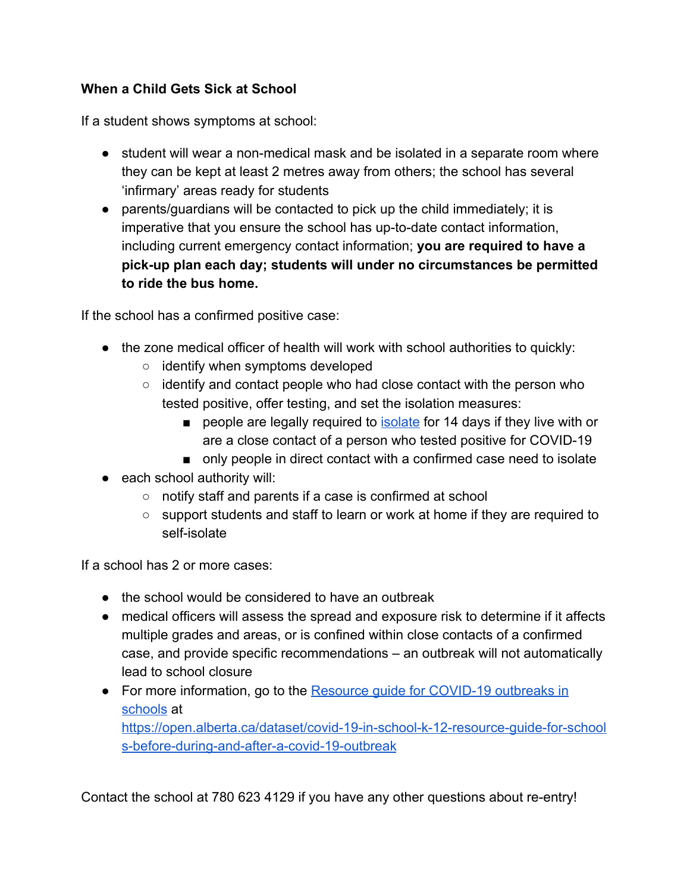**When a Child Gets Sick at School**

If a student shows symptoms at school:

- student will wear a non-medical mask and be isolated in a separate room where they can be kept at least 2 metres away from others; the school has several 'infirmary' areas ready for students
- parents/guardians will be contacted to pick up the child immediately; it is imperative that you ensure the school has up-to-date contact information, including current emergency contact information; **you are required to have a pick-up plan each day; students will under no circumstances be permitted to ride the bus home.**

If the school has a confirmed positive case:

- the zone medical officer of health will work with school authorities to quickly:
  - identify when symptoms developed
  - identify and contact people who had close contact with the person who tested positive, offer testing, and set the isolation measures:
    - people are legally required to [isolate](#) for 14 days if they live with or are a close contact of a person who tested positive for COVID-19
    - only people in direct contact with a confirmed case need to isolate
- each school authority will:
  - notify staff and parents if a case is confirmed at school
  - support students and staff to learn or work at home if they are required to self-isolate

If a school has 2 or more cases:

- the school would be considered to have an outbreak
- medical officers will assess the spread and exposure risk to determine if it affects multiple grades and areas, or is confined within close contacts of a confirmed case, and provide specific recommendations – an outbreak will not automatically lead to school closure
- For more information, go to the [Resource guide for COVID-19 outbreaks in schools](https://open.alberta.ca/dataset/covid-19-in-school-k-12-resource-guide-for-schools-before-during-and-after-a-covid-19-outbreak) at https://open.alberta.ca/dataset/covid-19-in-school-k-12-resource-guide-for-schools-before-during-and-after-a-covid-19-outbreak

Contact the school at 780 623 4129 if you have any other questions about re-entry!